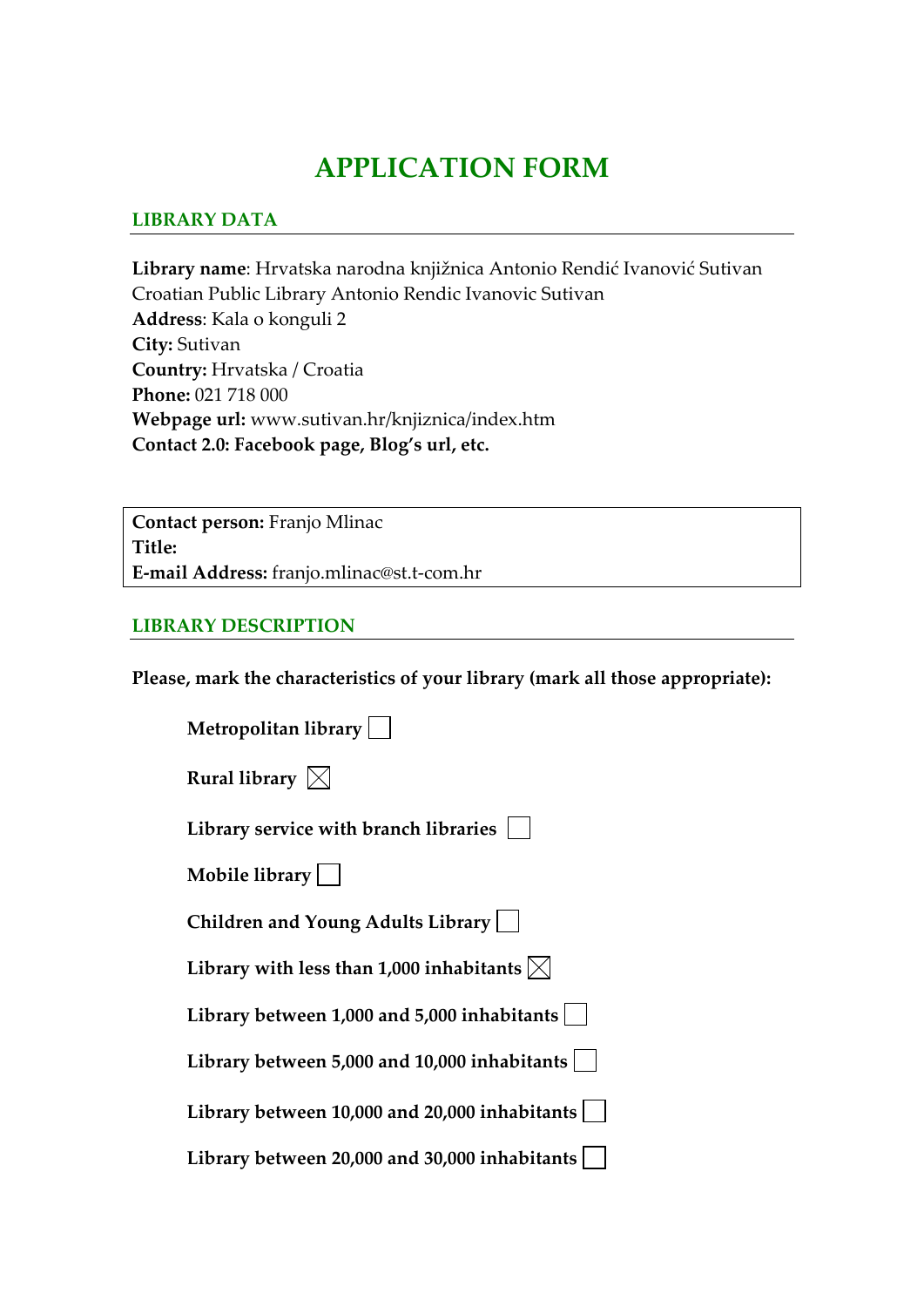# APPLICATION FORM

## LIBRARY DATA

**Library name**: Hrvatska narodna knjižnica Antonio Rendić Ivanović Sutivan
Croatian Public Library Antonio Rendic Ivanovic Sutivan
**Address**: Kala o konguli 2
**City:** Sutivan
**Country:** Hrvatska / Croatia
**Phone:** 021 718 000
**Webpage url:** www.sutivan.hr/knjiznica/index.htm
**Contact 2.0: Facebook page, Blog's url, etc.**

**Contact person:** Franjo Mlinac
**Title:**
**E-mail Address:** franjo.mlinac@st.t-com.hr

## LIBRARY DESCRIPTION

**Please, mark the characteristics of your library (mark all those appropriate):**

- **Metropolitan library** ☐
- **Rural library** ☒
- **Library service with branch libraries** ☐
- **Mobile library** ☐
- **Children and Young Adults Library** ☐
- **Library with less than 1,000 inhabitants** ☒
- **Library between 1,000 and 5,000 inhabitants** ☐
- **Library between 5,000 and 10,000 inhabitants** ☐
- **Library between 10,000 and 20,000 inhabitants** ☐
- **Library between 20,000 and 30,000 inhabitants** ☐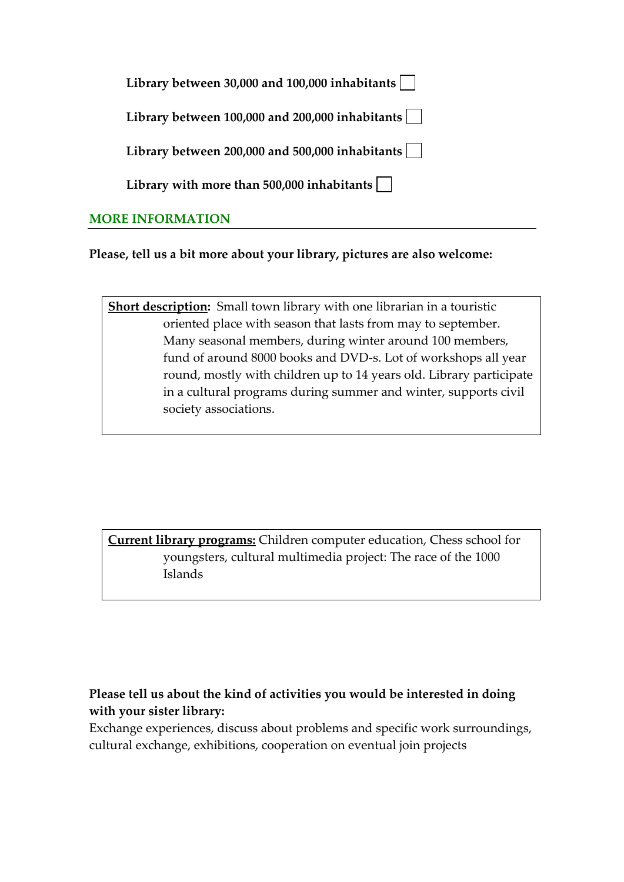**Library between 30,000 and 100,000 inhabitants** ☐

**Library between 100,000 and 200,000 inhabitants** ☐

**Library between 200,000 and 500,000 inhabitants** ☐

**Library with more than 500,000 inhabitants** ☐

## MORE INFORMATION

**Please, tell us a bit more about your library, pictures are also welcome:**

**Short description:** Small town library with one librarian in a touristic oriented place with season that lasts from may to september. Many seasonal members, during winter around 100 members, fund of around 8000 books and DVD-s. Lot of workshops all year round, mostly with children up to 14 years old. Library participate in a cultural programs during summer and winter, supports civil society associations.

**Current library programs:** Children computer education, Chess school for youngsters, cultural multimedia project: The race of the 1000 Islands

**Please tell us about the kind of activities you would be interested in doing with your sister library:**

Exchange experiences, discuss about problems and specific work surroundings, cultural exchange, exhibitions, cooperation on eventual join projects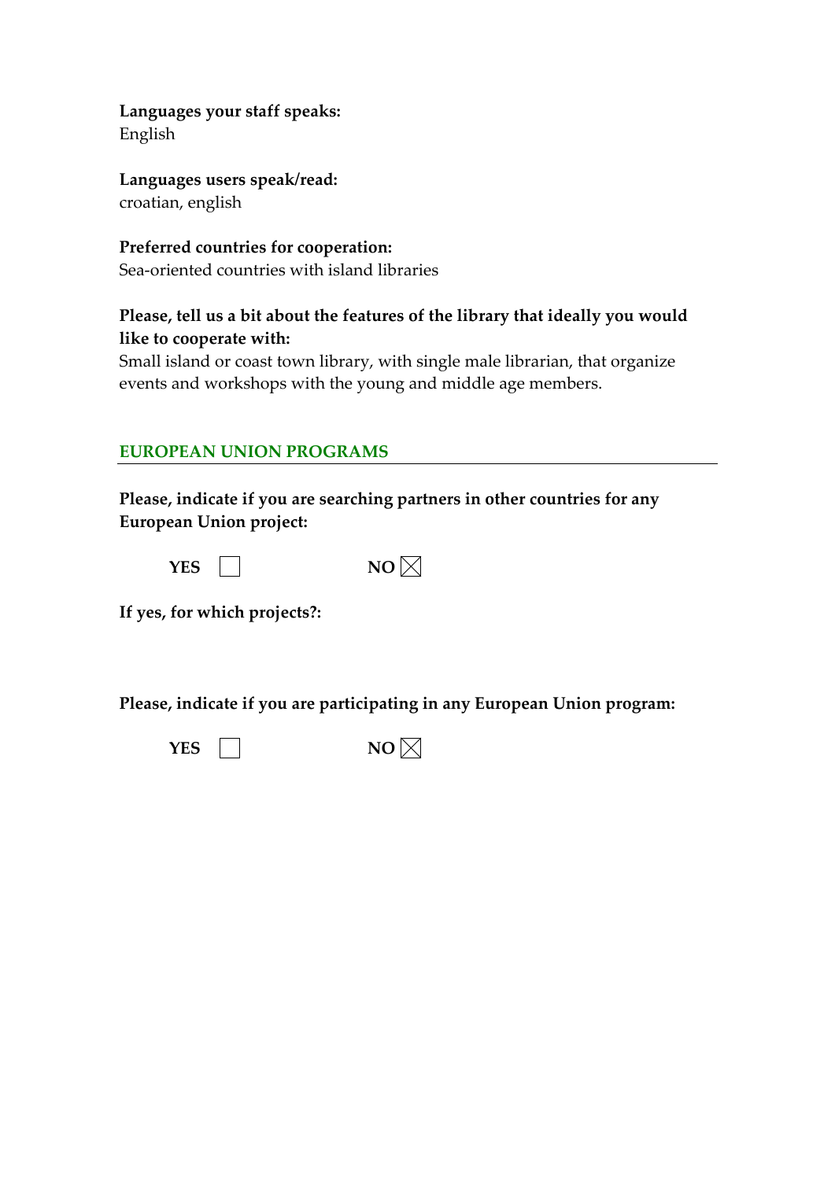**Languages your staff speaks:**
English

**Languages users speak/read:**
croatian, english

**Preferred countries for cooperation:**
Sea-oriented countries with island libraries

**Please, tell us a bit about the features of the library that ideally you would like to cooperate with:**
Small island or coast town library, with single male librarian, that organize events and workshops with the young and middle age members.

## EUROPEAN UNION PROGRAMS

**Please, indicate if you are searching partners in other countries for any European Union project:**

**YES** ☐ **NO** ☒

**If yes, for which projects?:**

**Please, indicate if you are participating in any European Union program:**

**YES** ☐ **NO** ☒